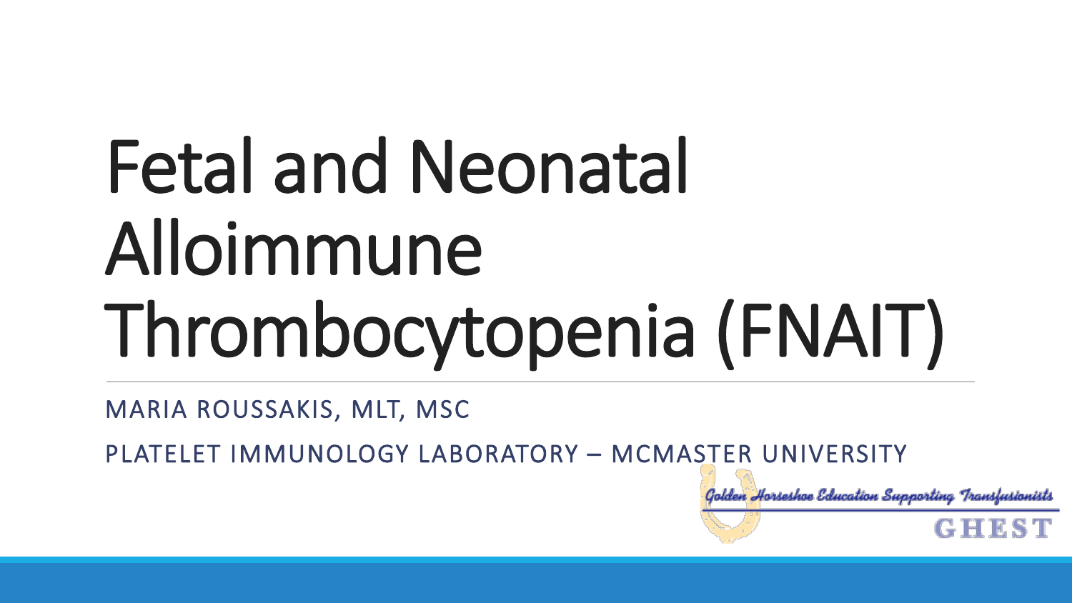# Fetal and Neonatal Alloimmune Thrombocytopenia (FNAIT)

MARIA ROUSSAKIS, MLT, MSC

PLATELET IMMUNOLOGY LABORATORY – MCMASTER UNIVERSITY

Golden Horseshoe Education Supporting Transfusionists

GHEST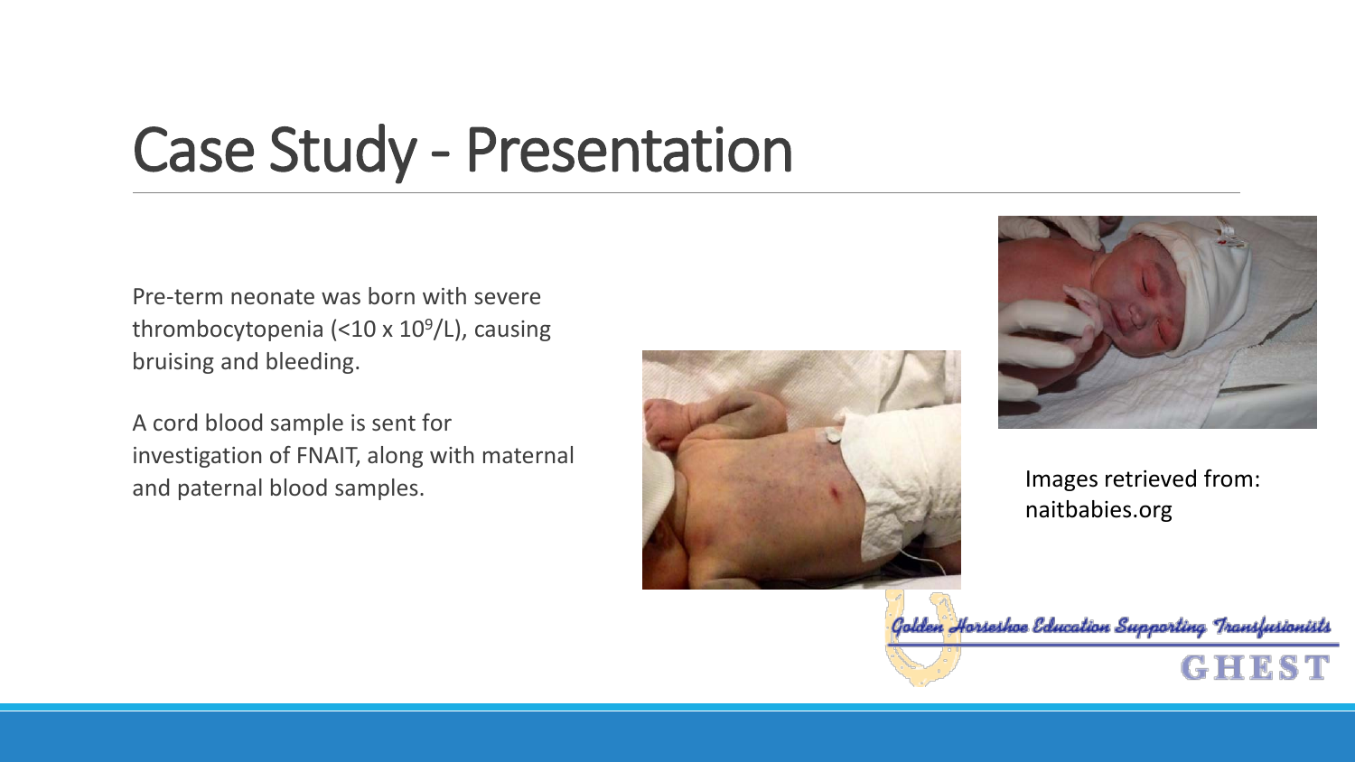# Case Study - Presentation

Pre-term neonate was born with severe thrombocytopenia ($<10 \times 10^9/L$), causing bruising and bleeding.

A cord blood sample is sent for investigation of FNAIT, along with maternal and paternal blood samples.

Images retrieved from: naitbabies.org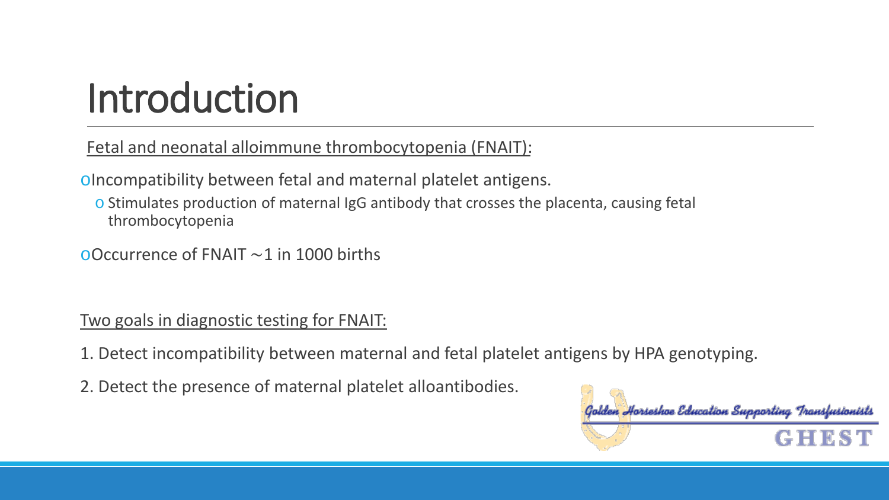# Introduction

Fetal and neonatal alloimmune thrombocytopenia (FNAIT):

- Incompatibility between fetal and maternal platelet antigens.
  - Stimulates production of maternal IgG antibody that crosses the placenta, causing fetal thrombocytopenia
- Occurrence of FNAIT ~1 in 1000 births

Two goals in diagnostic testing for FNAIT:

1. Detect incompatibility between maternal and fetal platelet antigens by HPA genotyping.
2. Detect the presence of maternal platelet alloantibodies.

Golden Horseshoe Education Supporting Transfusionists

GHEST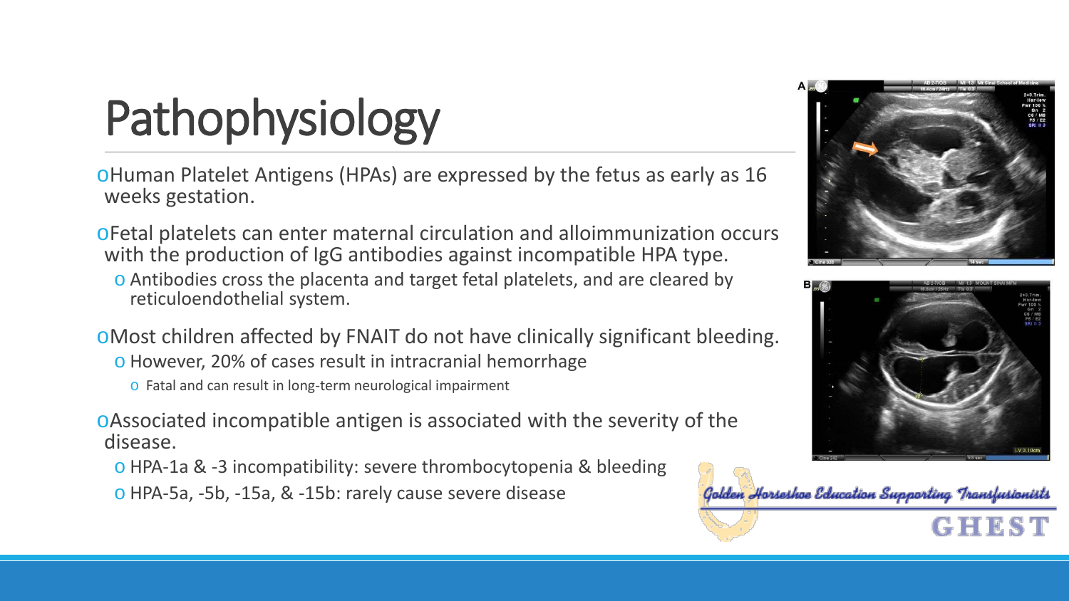# Pathophysiology

- Human Platelet Antigens (HPAs) are expressed by the fetus as early as 16 weeks gestation.
- Fetal platelets can enter maternal circulation and alloimmunization occurs with the production of IgG antibodies against incompatible HPA type.
  - Antibodies cross the placenta and target fetal platelets, and are cleared by reticuloendothelial system.
- Most children affected by FNAIT do not have clinically significant bleeding.
  - However, 20% of cases result in intracranial hemorrhage
    - Fatal and can result in long-term neurological impairment
- Associated incompatible antigen is associated with the severity of the disease.
  - HPA-1a & -3 incompatibility: severe thrombocytopenia & bleeding
  - HPA-5a, -5b, -15a, & -15b: rarely cause severe disease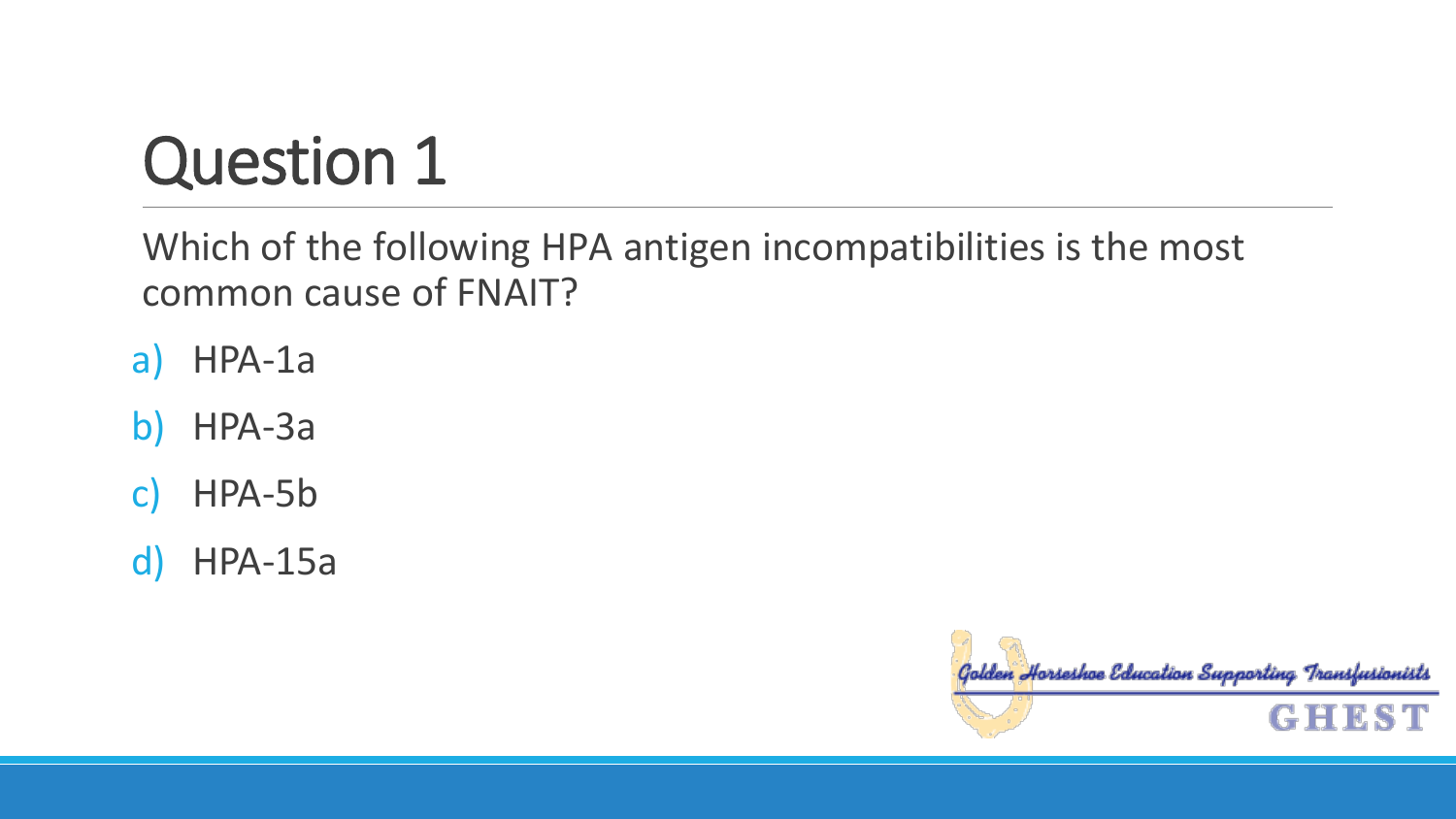# Question 1

Which of the following HPA antigen incompatibilities is the most common cause of FNAIT?

a) HPA-1a

b) HPA-3a

c) HPA-5b

d) HPA-15a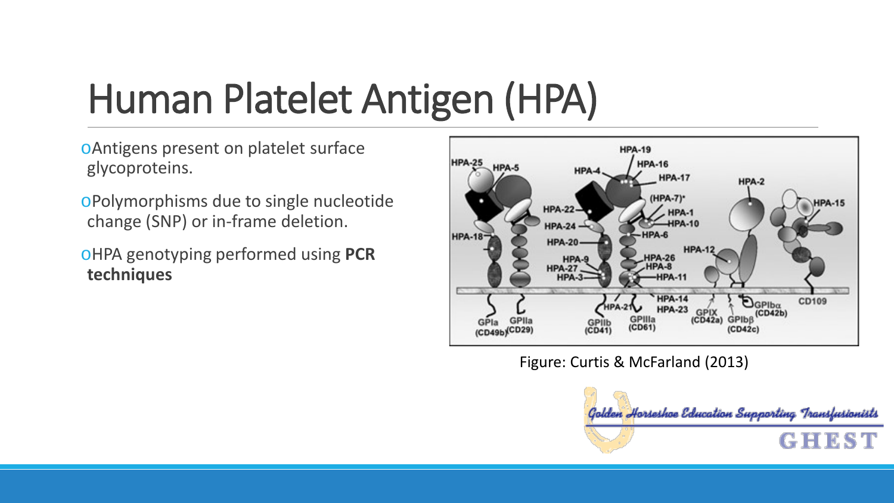# Human Platelet Antigen (HPA)

- Antigens present on platelet surface glycoproteins.
- Polymorphisms due to single nucleotide change (SNP) or in-frame deletion.
- HPA genotyping performed using **PCR techniques**

Figure: Curtis & McFarland (2013)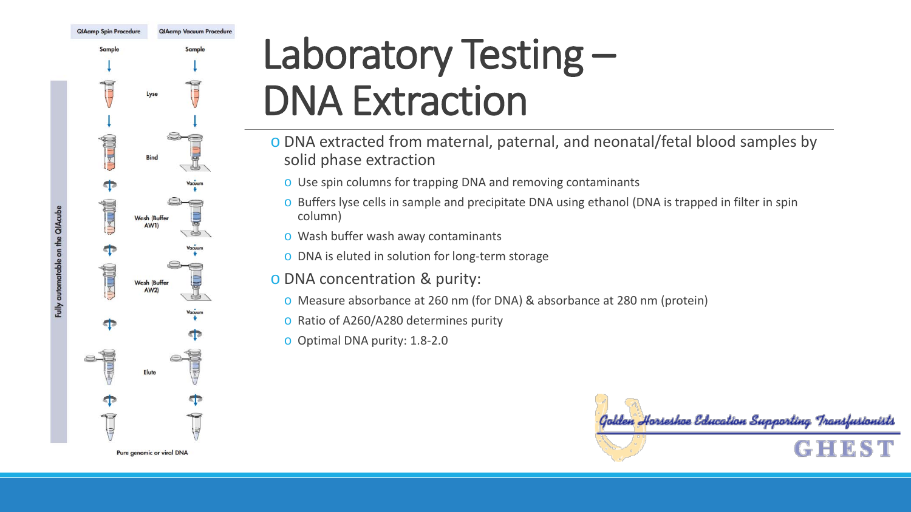# Laboratory Testing – DNA Extraction

- DNA extracted from maternal, paternal, and neonatal/fetal blood samples by solid phase extraction
  - Use spin columns for trapping DNA and removing contaminants
  - Buffers lyse cells in sample and precipitate DNA using ethanol (DNA is trapped in filter in spin column)
  - Wash buffer wash away contaminants
  - DNA is eluted in solution for long-term storage
- DNA concentration & purity:
  - Measure absorbance at 260 nm (for DNA) & absorbance at 280 nm (protein)
  - Ratio of A260/A280 determines purity
  - Optimal DNA purity: 1.8-2.0

QIAamp Spin Procedure | QIAamp Vacuum Procedure

Sample → Lyse → Bind → Wash (Buffer AW1) → Wash (Buffer AW2) → Elute → Pure genomic or viral DNA

Fully automatable on the QIAcube

Golden Horseshoe Education Supporting Transfusionists
GHEST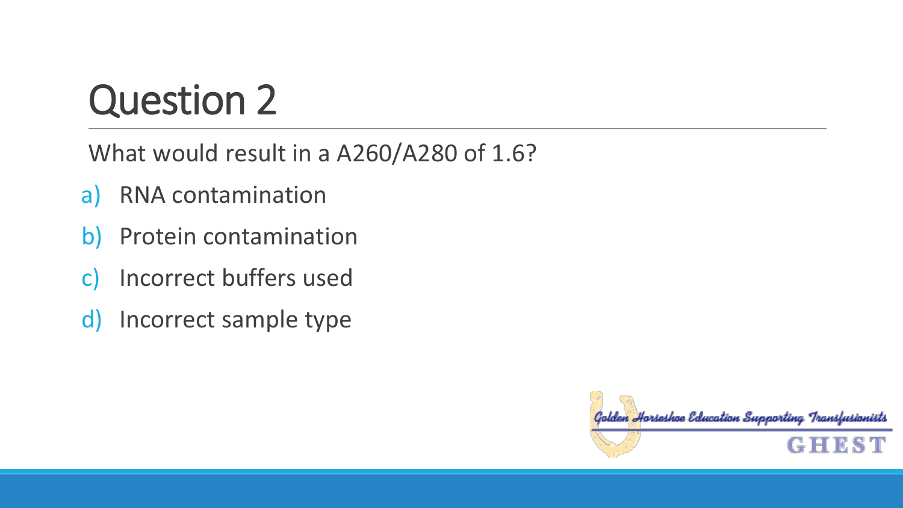# Question 2

What would result in a A260/A280 of 1.6?

a) RNA contamination
b) Protein contamination
c) Incorrect buffers used
d) Incorrect sample type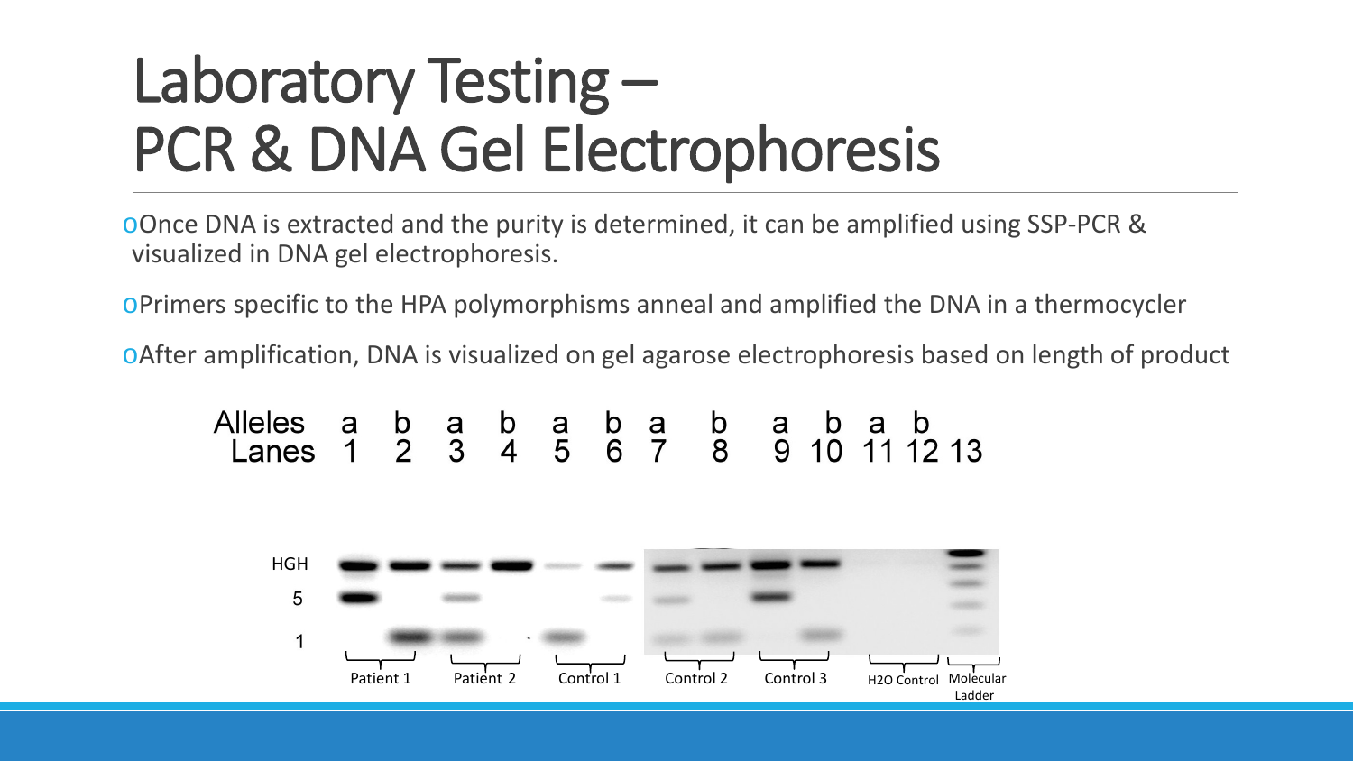# Laboratory Testing – PCR & DNA Gel Electrophoresis

- Once DNA is extracted and the purity is determined, it can be amplified using SSP-PCR & visualized in DNA gel electrophoresis.
- Primers specific to the HPA polymorphisms anneal and amplified the DNA in a thermocycler
- After amplification, DNA is visualized on gel agarose electrophoresis based on length of product

| Alleles | a | b | a | b | a | b | a | b | a | b | a | b | |
|---|---|---|---|---|---|---|---|---|---|---|---|---|---|
| Lanes | 1 | 2 | 3 | 4 | 5 | 6 | 7 | 8 | 9 | 10 | 11 | 12 | 13 |
| | Patient 1 | | Patient 2 | | Control 1 | | Control 2 | | Control 3 | | H2O Control | | Molecular Ladder |

Band labels: HGH, 5, 1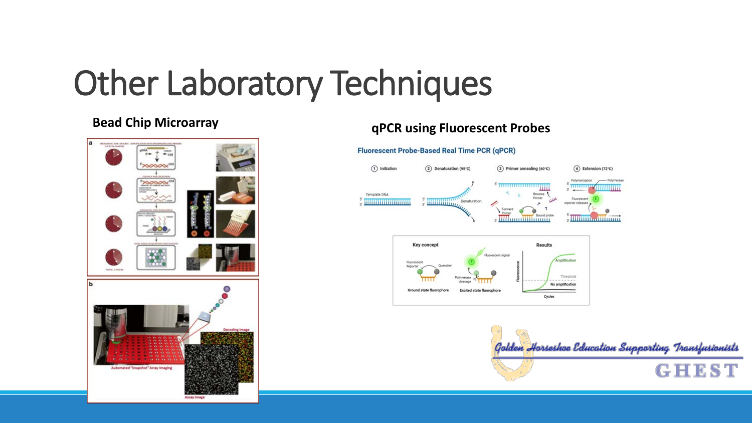# Other Laboratory Techniques

**Bead Chip Microarray**

**qPCR using Fluorescent Probes**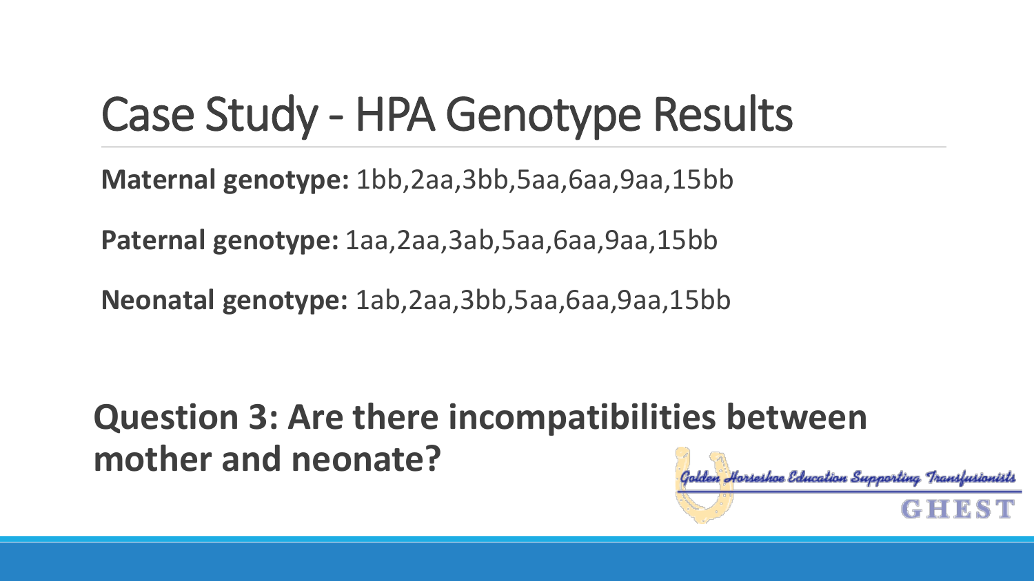# Case Study - HPA Genotype Results

**Maternal genotype:** 1bb,2aa,3bb,5aa,6aa,9aa,15bb

**Paternal genotype:** 1aa,2aa,3ab,5aa,6aa,9aa,15bb

**Neonatal genotype:** 1ab,2aa,3bb,5aa,6aa,9aa,15bb

**Question 3: Are there incompatibilities between mother and neonate?**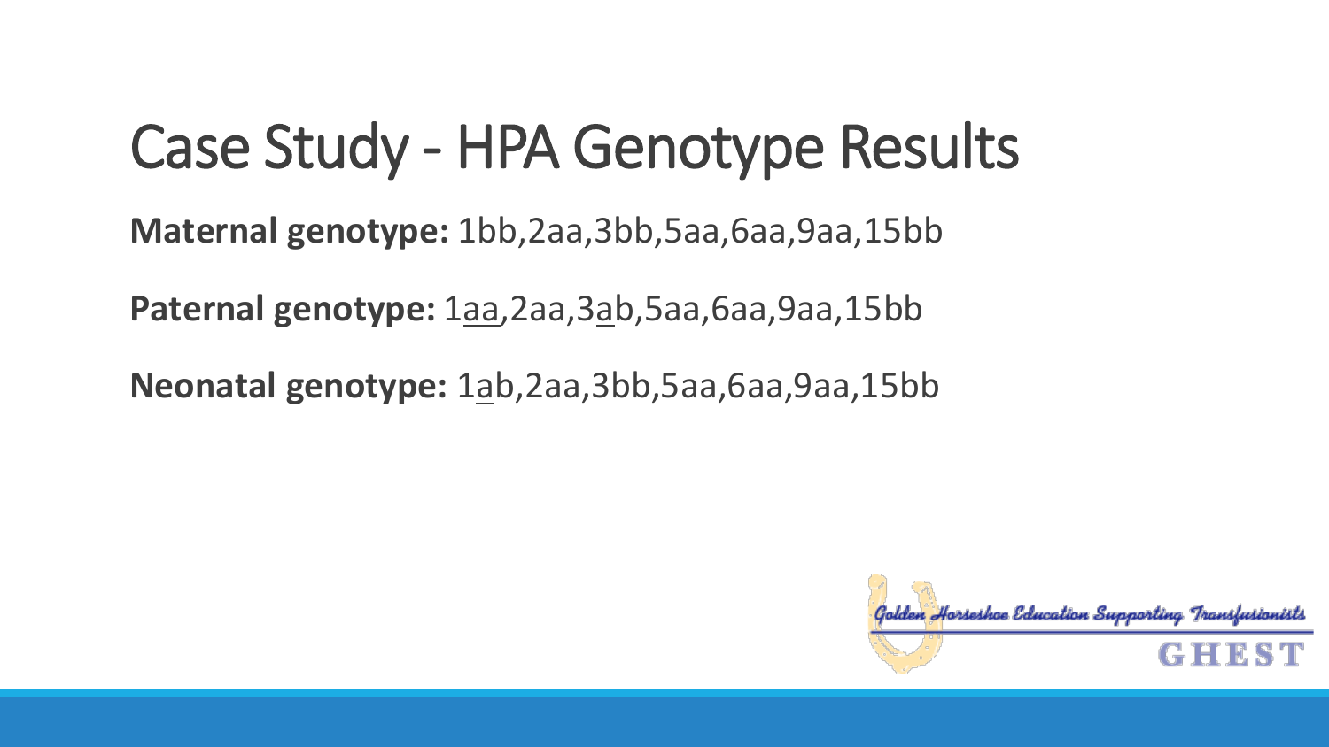# Case Study - HPA Genotype Results

**Maternal genotype:** 1bb,2aa,3bb,5aa,6aa,9aa,15bb

**Paternal genotype:** 1<u>aa</u>,2aa,3<u>a</u>b,5aa,6aa,9aa,15bb

**Neonatal genotype:** 1<u>a</u>b,2aa,3bb,5aa,6aa,9aa,15bb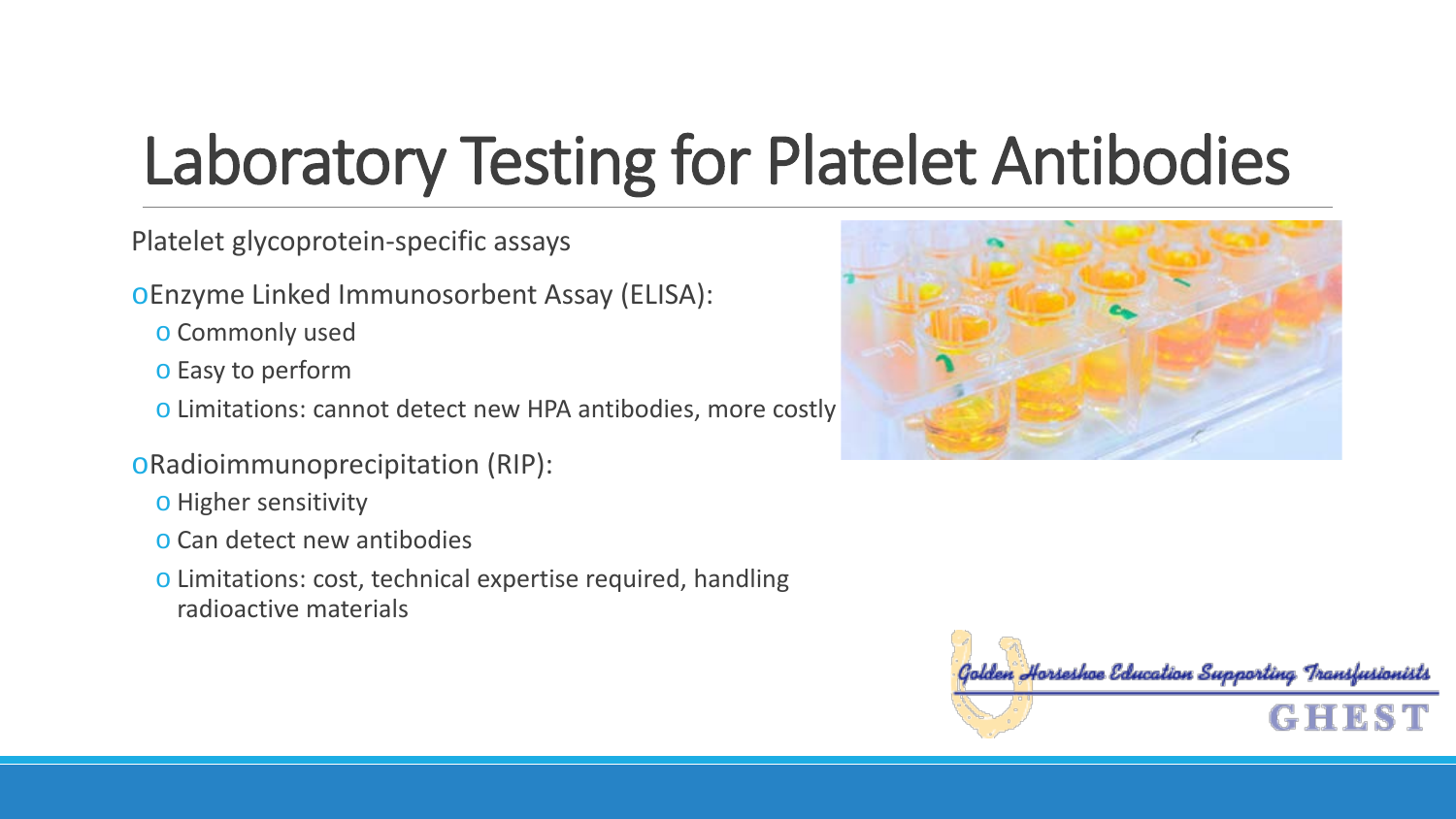# Laboratory Testing for Platelet Antibodies

Platelet glycoprotein-specific assays

- Enzyme Linked Immunosorbent Assay (ELISA):
  - Commonly used
  - Easy to perform
  - Limitations: cannot detect new HPA antibodies, more costly
- Radioimmunoprecipitation (RIP):
  - Higher sensitivity
  - Can detect new antibodies
  - Limitations: cost, technical expertise required, handling radioactive materials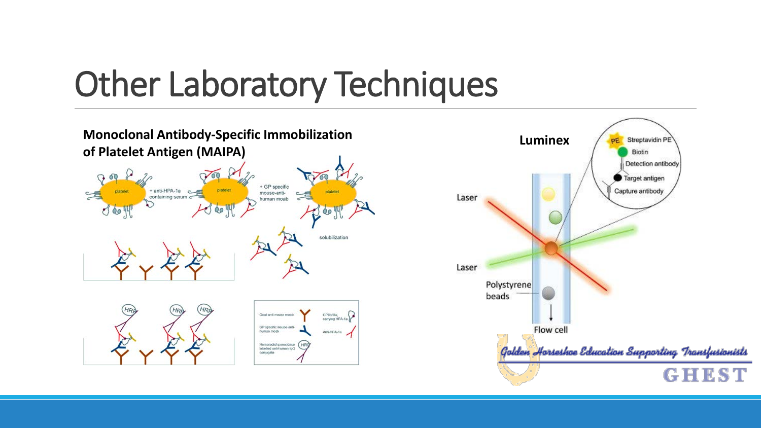# Other Laboratory Techniques

**Monoclonal Antibody-Specific Immobilization of Platelet Antigen (MAIPA)**

platelet + anti-HPA-1a containing serum

platelet + GP specific mouse-anti-human moab

platelet

solubilization

HRP

Goat anti mouse moab

GP specific mouse anti-human moab

Horseradish peroxidase labelled anti-human IgG conjugate

GPIIb/IIIa, carrying HPA-1a

Anti-HPA-1a

**Luminex**

PE Streptavidin PE

Biotin

Detection antibody

Target antigen

Capture antibody

Laser

Laser

Polystyrene beads

Flow cell

Golden Horseshoe Education Supporting Transfusionists

GHEST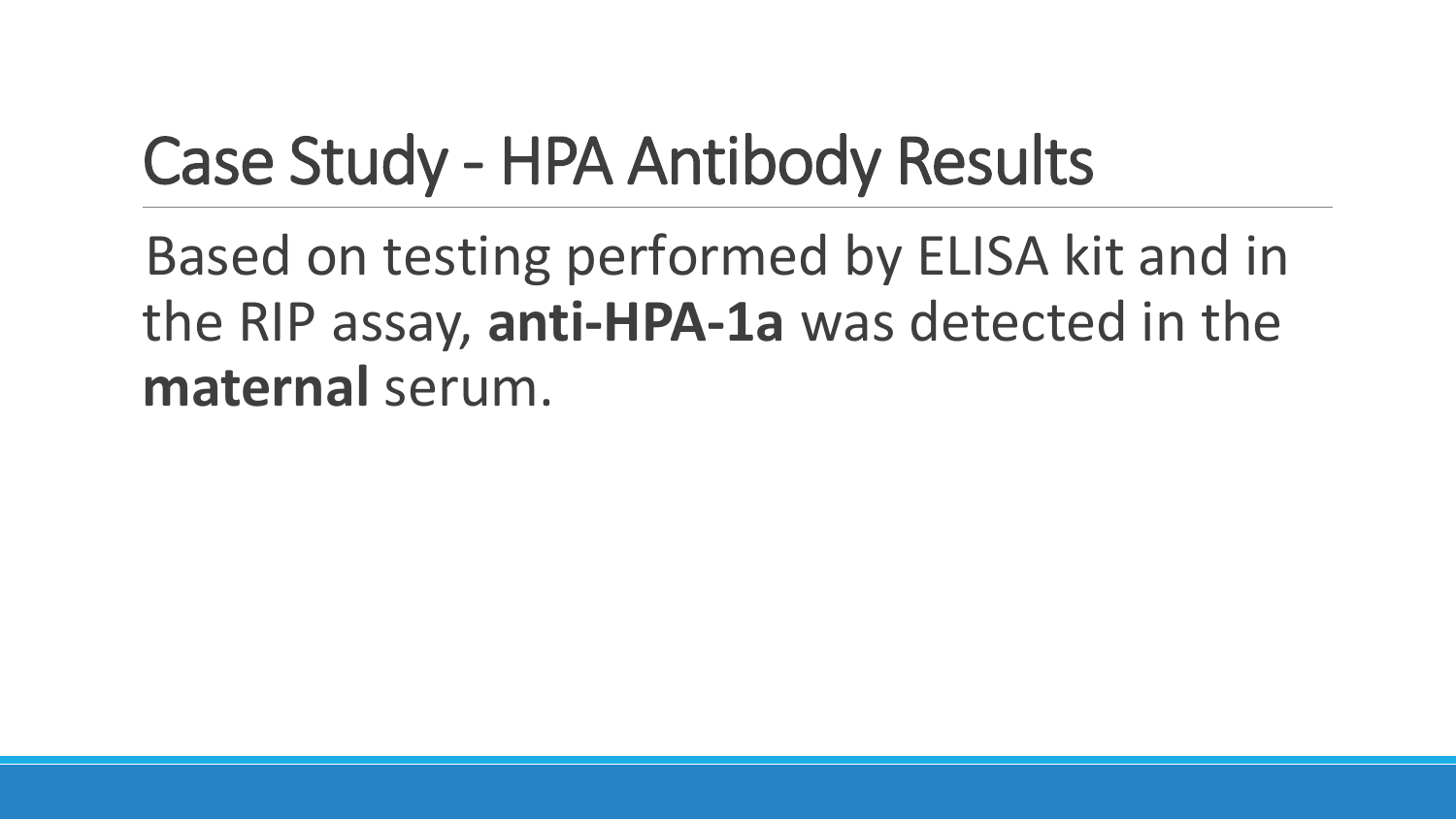# Case Study - HPA Antibody Results

Based on testing performed by ELISA kit and in the RIP assay, **anti-HPA-1a** was detected in the **maternal** serum.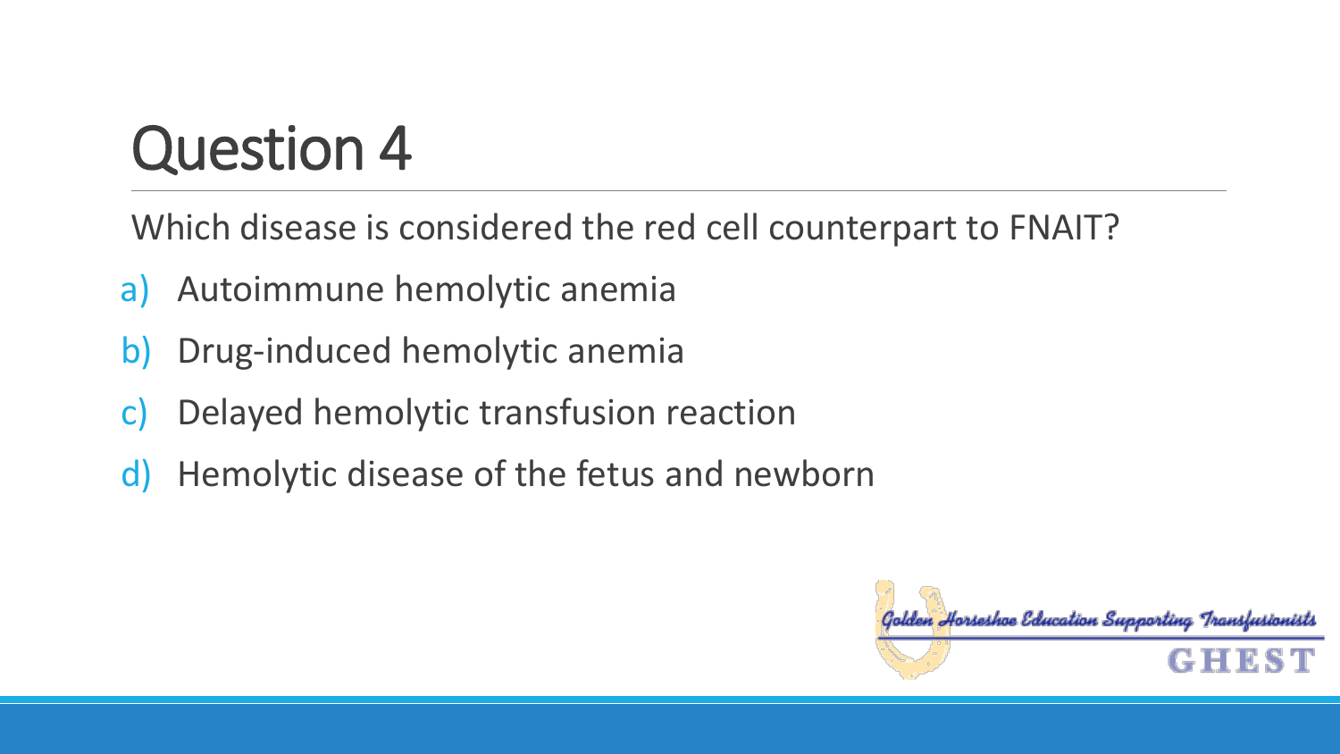# Question 4

Which disease is considered the red cell counterpart to FNAIT?

a) Autoimmune hemolytic anemia
b) Drug-induced hemolytic anemia
c) Delayed hemolytic transfusion reaction
d) Hemolytic disease of the fetus and newborn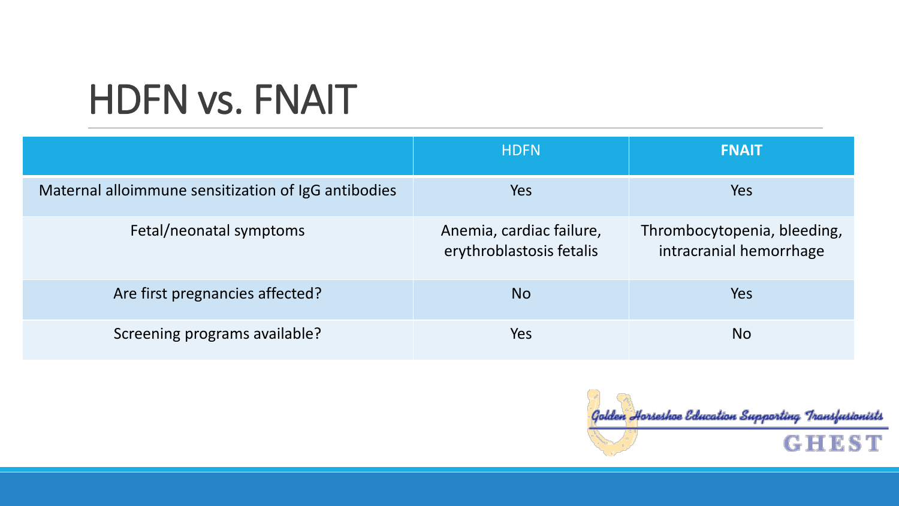# HDFN vs. FNAIT

| | HDFN | **FNAIT** |
|---|---|---|
| Maternal alloimmune sensitization of IgG antibodies | Yes | Yes |
| Fetal/neonatal symptoms | Anemia, cardiac failure, erythroblastosis fetalis | Thrombocytopenia, bleeding, intracranial hemorrhage |
| Are first pregnancies affected? | No | Yes |
| Screening programs available? | Yes | No |

Golden Horseshoe Education Supporting Transfusionists

GHEST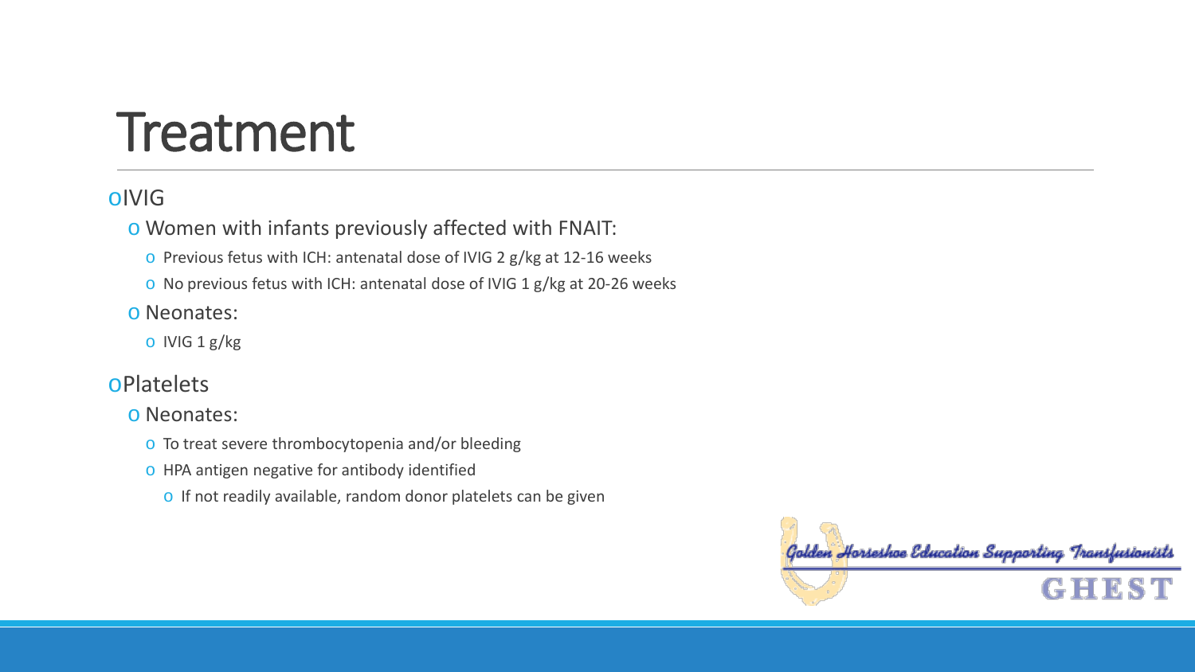# Treatment

- IVIG
  - Women with infants previously affected with FNAIT:
    - Previous fetus with ICH: antenatal dose of IVIG 2 g/kg at 12-16 weeks
    - No previous fetus with ICH: antenatal dose of IVIG 1 g/kg at 20-26 weeks
  - Neonates:
    - IVIG 1 g/kg
- Platelets
  - Neonates:
    - To treat severe thrombocytopenia and/or bleeding
    - HPA antigen negative for antibody identified
      - If not readily available, random donor platelets can be given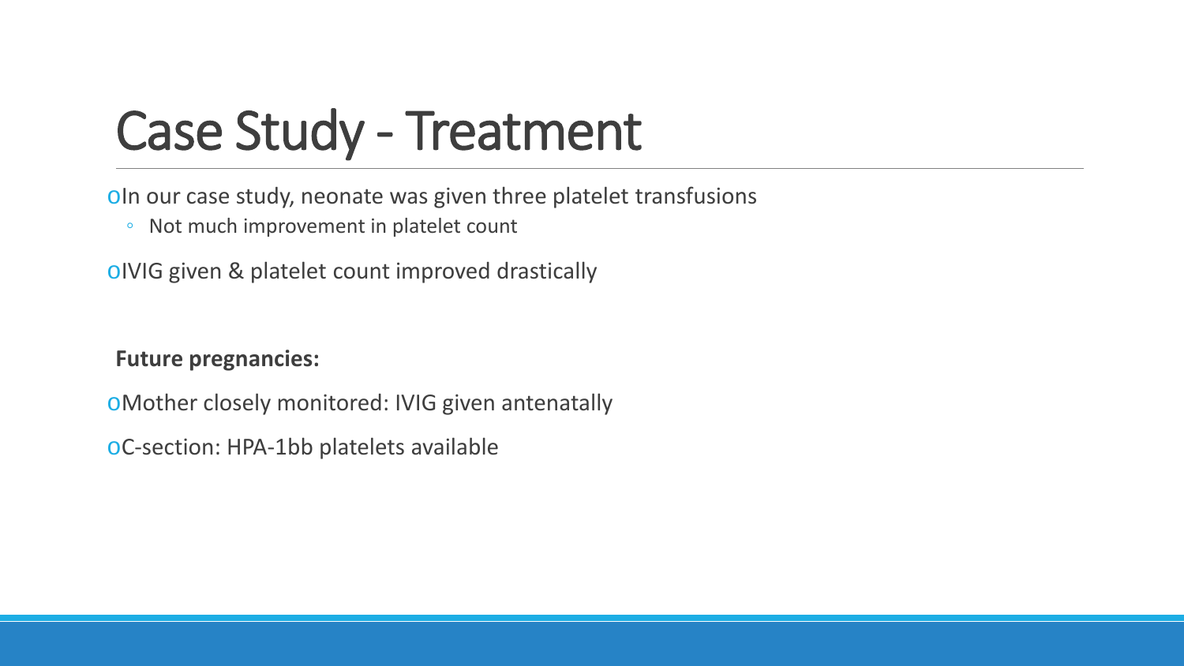# Case Study - Treatment

- In our case study, neonate was given three platelet transfusions
  - Not much improvement in platelet count
- IVIG given & platelet count improved drastically

**Future pregnancies:**

- Mother closely monitored: IVIG given antenatally
- C-section: HPA-1bb platelets available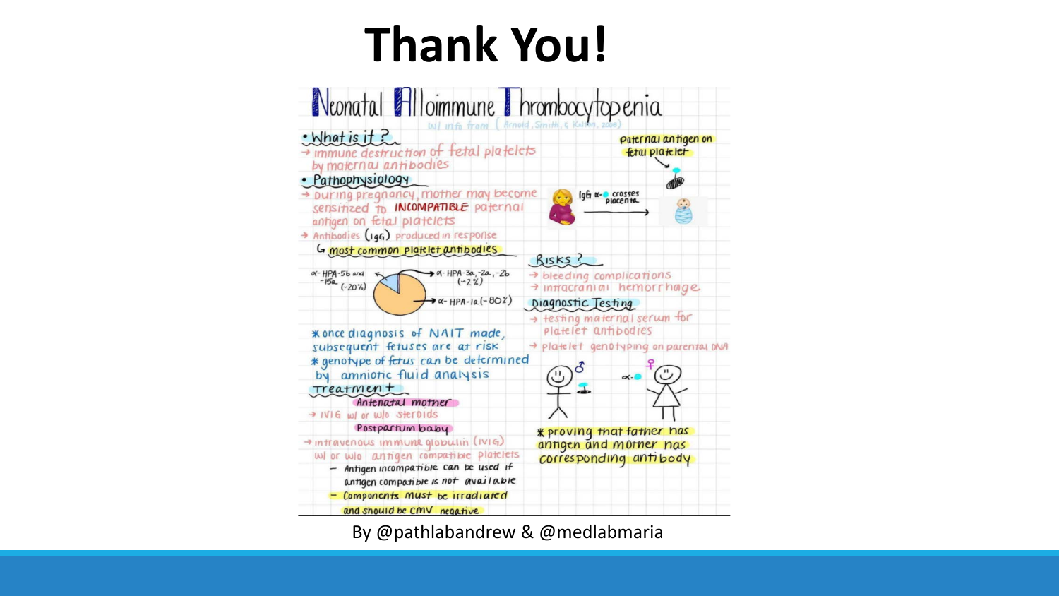# Thank You!

## Neonatal Alloimmune Thrombocytopenia

w/ info from (Arnold, Smith, & Kelton, 2008)

- **What is it?**
  - → immune destruction of fetal platelets by maternal antibodies
- **Pathophysiology**
  - → During pregnancy, mother may become sensitized to **INCOMPATIBLE** paternal antigen on fetal platelets
  - → Antibodies (IgG) produced in response
    - ↳ most common platelet antibodies

paternal antigen on fetal platelet

IgG α- crosses placenta

α-HPA-5b and -15a (~20%)

α-HPA-3a, -2a, -2b (~2%)

α-HPA-1a (~80%)

* once diagnosis of NAIT made, subsequent fetuses are at risk
* genotype of fetus can be determined by amniotic fluid analysis

**Treatment**

*Antenatal mother*

- → IVIG w/ or w/o steroids

*Postpartum baby*

- → intravenous immune globulin (IVIG) w/ or w/o antigen compatible platelets
  - Antigen incompatible can be used if antigen compatible is not available
  - Components must be irradiated and should be CMV negative

**Risks?**

- → bleeding complications
- → intracranial hemorrhage

**Diagnostic Testing**

- → testing maternal serum for platelet antibodies
- → platelet genotyping on parental DNA

α-

* proving that father has antigen and mother has corresponding antibody

By @pathlabandrew & @medlabmaria